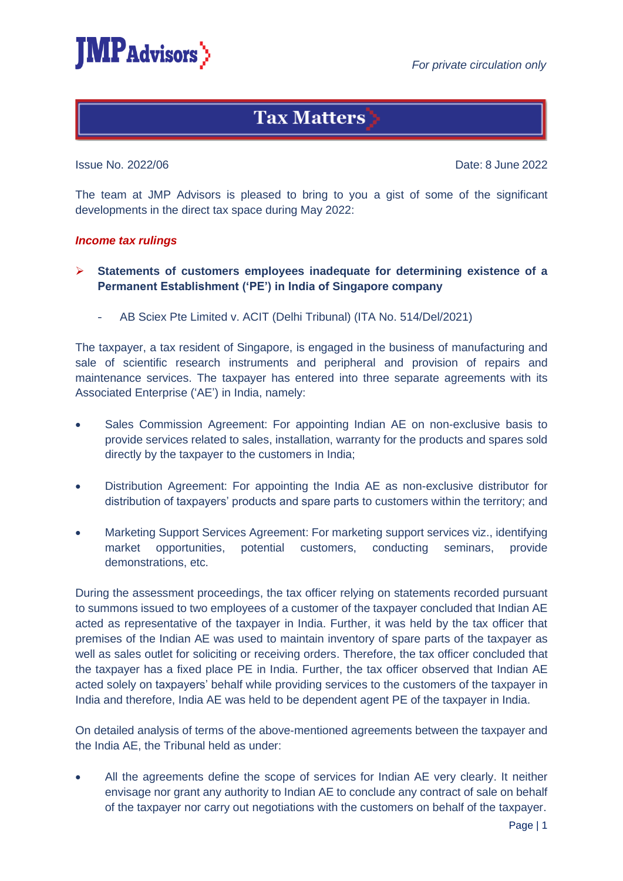JMP Advisors

*For private circulation only*

# Tax Matters

Issue No. 2022/06

Date: 8 June 2022

The team at JMP Advisors is pleased to bring to you a gist of some of the significant developments in the direct tax space during May 2022:

***Income tax rulings***

- **Statements of customers employees inadequate for determining existence of a Permanent Establishment ('PE') in India of Singapore company**

  - AB Sciex Pte Limited v. ACIT (Delhi Tribunal) (ITA No. 514/Del/2021)

The taxpayer, a tax resident of Singapore, is engaged in the business of manufacturing and sale of scientific research instruments and peripheral and provision of repairs and maintenance services. The taxpayer has entered into three separate agreements with its Associated Enterprise ('AE') in India, namely:

- Sales Commission Agreement: For appointing Indian AE on non-exclusive basis to provide services related to sales, installation, warranty for the products and spares sold directly by the taxpayer to the customers in India;
- Distribution Agreement: For appointing the India AE as non-exclusive distributor for distribution of taxpayers' products and spare parts to customers within the territory; and
- Marketing Support Services Agreement: For marketing support services viz., identifying market opportunities, potential customers, conducting seminars, provide demonstrations, etc.

During the assessment proceedings, the tax officer relying on statements recorded pursuant to summons issued to two employees of a customer of the taxpayer concluded that Indian AE acted as representative of the taxpayer in India. Further, it was held by the tax officer that premises of the Indian AE was used to maintain inventory of spare parts of the taxpayer as well as sales outlet for soliciting or receiving orders. Therefore, the tax officer concluded that the taxpayer has a fixed place PE in India. Further, the tax officer observed that Indian AE acted solely on taxpayers' behalf while providing services to the customers of the taxpayer in India and therefore, India AE was held to be dependent agent PE of the taxpayer in India.

On detailed analysis of terms of the above-mentioned agreements between the taxpayer and the India AE, the Tribunal held as under:

- All the agreements define the scope of services for Indian AE very clearly. It neither envisage nor grant any authority to Indian AE to conclude any contract of sale on behalf of the taxpayer nor carry out negotiations with the customers on behalf of the taxpayer.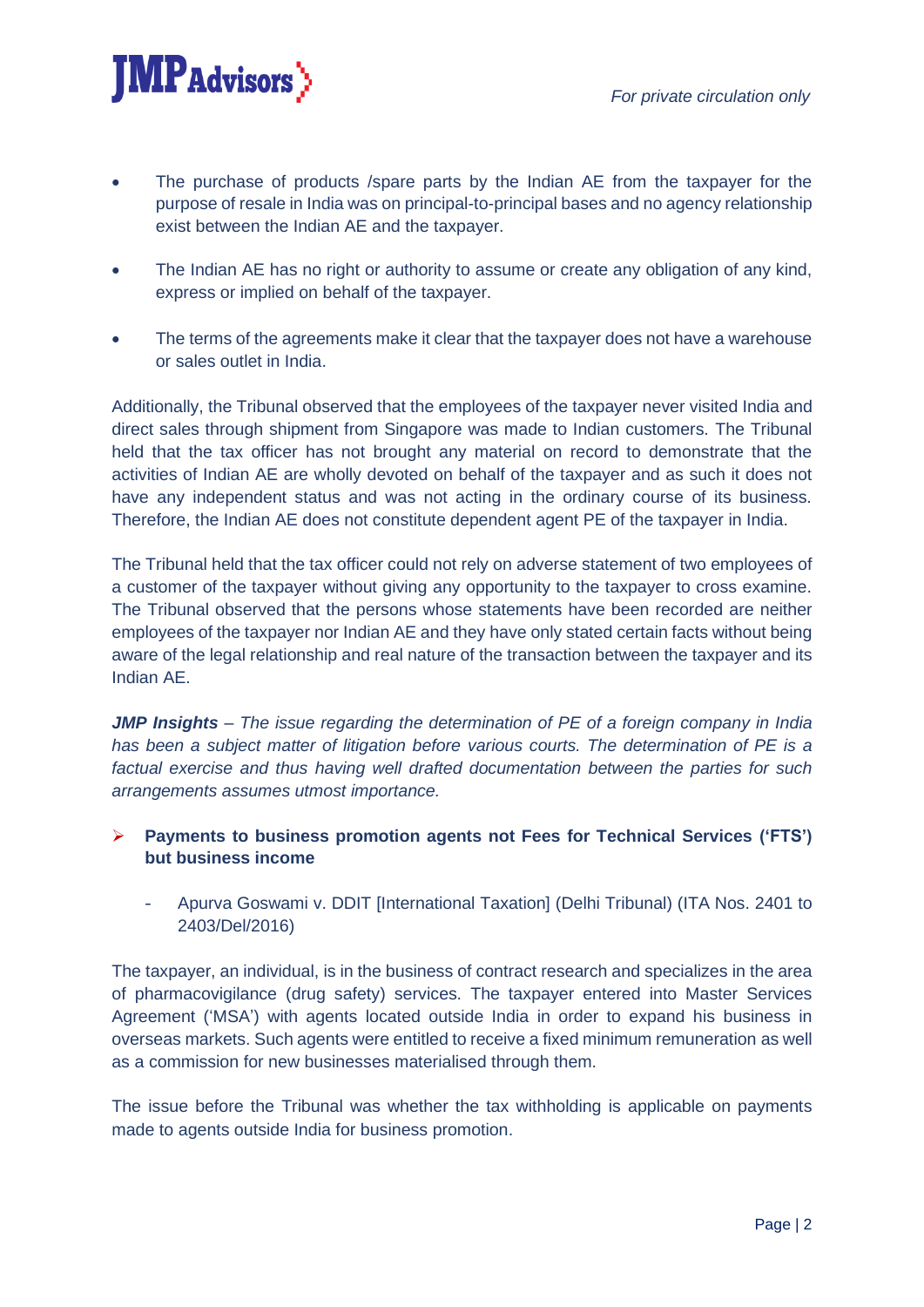- The purchase of products /spare parts by the Indian AE from the taxpayer for the purpose of resale in India was on principal-to-principal bases and no agency relationship exist between the Indian AE and the taxpayer.
- The Indian AE has no right or authority to assume or create any obligation of any kind, express or implied on behalf of the taxpayer.
- The terms of the agreements make it clear that the taxpayer does not have a warehouse or sales outlet in India.

Additionally, the Tribunal observed that the employees of the taxpayer never visited India and direct sales through shipment from Singapore was made to Indian customers. The Tribunal held that the tax officer has not brought any material on record to demonstrate that the activities of Indian AE are wholly devoted on behalf of the taxpayer and as such it does not have any independent status and was not acting in the ordinary course of its business. Therefore, the Indian AE does not constitute dependent agent PE of the taxpayer in India.

The Tribunal held that the tax officer could not rely on adverse statement of two employees of a customer of the taxpayer without giving any opportunity to the taxpayer to cross examine. The Tribunal observed that the persons whose statements have been recorded are neither employees of the taxpayer nor Indian AE and they have only stated certain facts without being aware of the legal relationship and real nature of the transaction between the taxpayer and its Indian AE.

***JMP Insights*** *– The issue regarding the determination of PE of a foreign company in India has been a subject matter of litigation before various courts. The determination of PE is a factual exercise and thus having well drafted documentation between the parties for such arrangements assumes utmost importance.*

- **Payments to business promotion agents not Fees for Technical Services ('FTS') but business income**

  - Apurva Goswami v. DDIT [International Taxation] (Delhi Tribunal) (ITA Nos. 2401 to 2403/Del/2016)

The taxpayer, an individual, is in the business of contract research and specializes in the area of pharmacovigilance (drug safety) services. The taxpayer entered into Master Services Agreement ('MSA') with agents located outside India in order to expand his business in overseas markets. Such agents were entitled to receive a fixed minimum remuneration as well as a commission for new businesses materialised through them.

The issue before the Tribunal was whether the tax withholding is applicable on payments made to agents outside India for business promotion.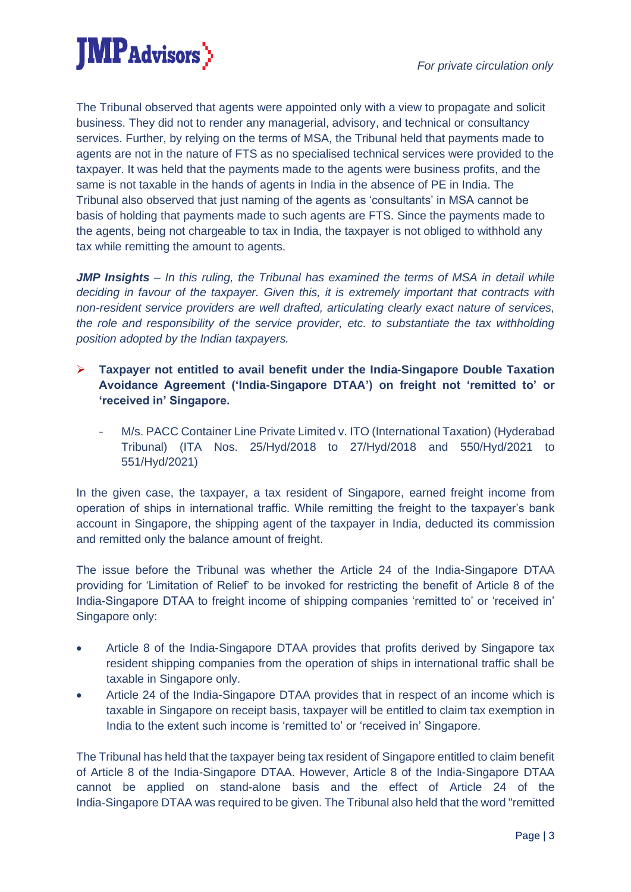The Tribunal observed that agents were appointed only with a view to propagate and solicit business. They did not to render any managerial, advisory, and technical or consultancy services. Further, by relying on the terms of MSA, the Tribunal held that payments made to agents are not in the nature of FTS as no specialised technical services were provided to the taxpayer. It was held that the payments made to the agents were business profits, and the same is not taxable in the hands of agents in India in the absence of PE in India. The Tribunal also observed that just naming of the agents as 'consultants' in MSA cannot be basis of holding that payments made to such agents are FTS. Since the payments made to the agents, being not chargeable to tax in India, the taxpayer is not obliged to withhold any tax while remitting the amount to agents.

***JMP Insights** – In this ruling, the Tribunal has examined the terms of MSA in detail while deciding in favour of the taxpayer. Given this, it is extremely important that contracts with non-resident service providers are well drafted, articulating clearly exact nature of services, the role and responsibility of the service provider, etc. to substantiate the tax withholding position adopted by the Indian taxpayers.*

- **Taxpayer not entitled to avail benefit under the India-Singapore Double Taxation Avoidance Agreement ('India-Singapore DTAA') on freight not 'remitted to' or 'received in' Singapore.**

  - M/s. PACC Container Line Private Limited v. ITO (International Taxation) (Hyderabad Tribunal) (ITA Nos. 25/Hyd/2018 to 27/Hyd/2018 and 550/Hyd/2021 to 551/Hyd/2021)

In the given case, the taxpayer, a tax resident of Singapore, earned freight income from operation of ships in international traffic. While remitting the freight to the taxpayer's bank account in Singapore, the shipping agent of the taxpayer in India, deducted its commission and remitted only the balance amount of freight.

The issue before the Tribunal was whether the Article 24 of the India-Singapore DTAA providing for 'Limitation of Relief' to be invoked for restricting the benefit of Article 8 of the India-Singapore DTAA to freight income of shipping companies 'remitted to' or 'received in' Singapore only:

- Article 8 of the India-Singapore DTAA provides that profits derived by Singapore tax resident shipping companies from the operation of ships in international traffic shall be taxable in Singapore only.
- Article 24 of the India-Singapore DTAA provides that in respect of an income which is taxable in Singapore on receipt basis, taxpayer will be entitled to claim tax exemption in India to the extent such income is 'remitted to' or 'received in' Singapore.

The Tribunal has held that the taxpayer being tax resident of Singapore entitled to claim benefit of Article 8 of the India-Singapore DTAA. However, Article 8 of the India-Singapore DTAA cannot be applied on stand-alone basis and the effect of Article 24 of the India-Singapore DTAA was required to be given. The Tribunal also held that the word "remitted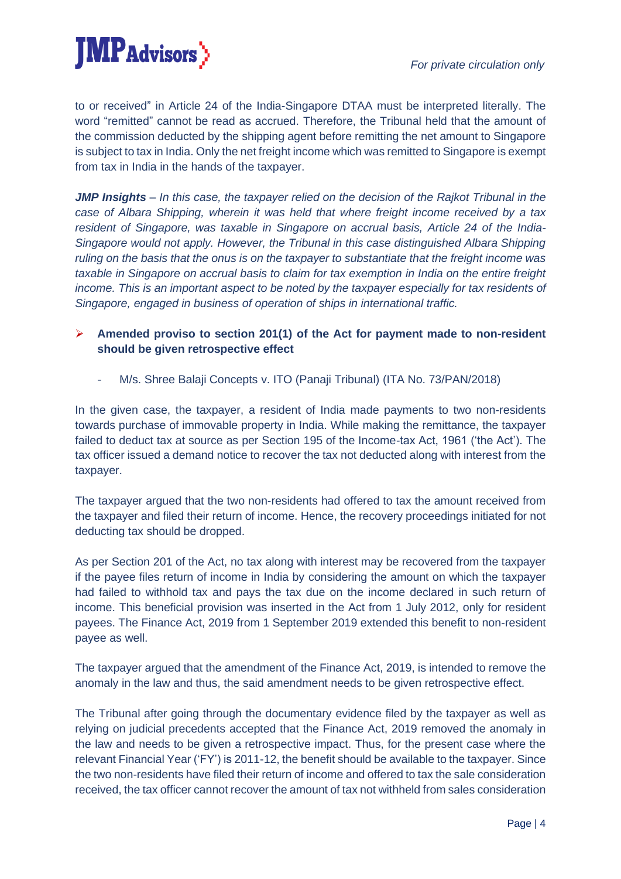to or received" in Article 24 of the India-Singapore DTAA must be interpreted literally. The word "remitted" cannot be read as accrued. Therefore, the Tribunal held that the amount of the commission deducted by the shipping agent before remitting the net amount to Singapore is subject to tax in India. Only the net freight income which was remitted to Singapore is exempt from tax in India in the hands of the taxpayer.

***JMP Insights*** *– In this case, the taxpayer relied on the decision of the Rajkot Tribunal in the case of Albara Shipping, wherein it was held that where freight income received by a tax resident of Singapore, was taxable in Singapore on accrual basis, Article 24 of the India-Singapore would not apply. However, the Tribunal in this case distinguished Albara Shipping ruling on the basis that the onus is on the taxpayer to substantiate that the freight income was taxable in Singapore on accrual basis to claim for tax exemption in India on the entire freight income. This is an important aspect to be noted by the taxpayer especially for tax residents of Singapore, engaged in business of operation of ships in international traffic.*

- **Amended proviso to section 201(1) of the Act for payment made to non-resident should be given retrospective effect**

  - M/s. Shree Balaji Concepts v. ITO (Panaji Tribunal) (ITA No. 73/PAN/2018)

In the given case, the taxpayer, a resident of India made payments to two non-residents towards purchase of immovable property in India. While making the remittance, the taxpayer failed to deduct tax at source as per Section 195 of the Income-tax Act, 1961 ('the Act'). The tax officer issued a demand notice to recover the tax not deducted along with interest from the taxpayer.

The taxpayer argued that the two non-residents had offered to tax the amount received from the taxpayer and filed their return of income. Hence, the recovery proceedings initiated for not deducting tax should be dropped.

As per Section 201 of the Act, no tax along with interest may be recovered from the taxpayer if the payee files return of income in India by considering the amount on which the taxpayer had failed to withhold tax and pays the tax due on the income declared in such return of income. This beneficial provision was inserted in the Act from 1 July 2012, only for resident payees. The Finance Act, 2019 from 1 September 2019 extended this benefit to non-resident payee as well.

The taxpayer argued that the amendment of the Finance Act, 2019, is intended to remove the anomaly in the law and thus, the said amendment needs to be given retrospective effect.

The Tribunal after going through the documentary evidence filed by the taxpayer as well as relying on judicial precedents accepted that the Finance Act, 2019 removed the anomaly in the law and needs to be given a retrospective impact. Thus, for the present case where the relevant Financial Year ('FY') is 2011-12, the benefit should be available to the taxpayer. Since the two non-residents have filed their return of income and offered to tax the sale consideration received, the tax officer cannot recover the amount of tax not withheld from sales consideration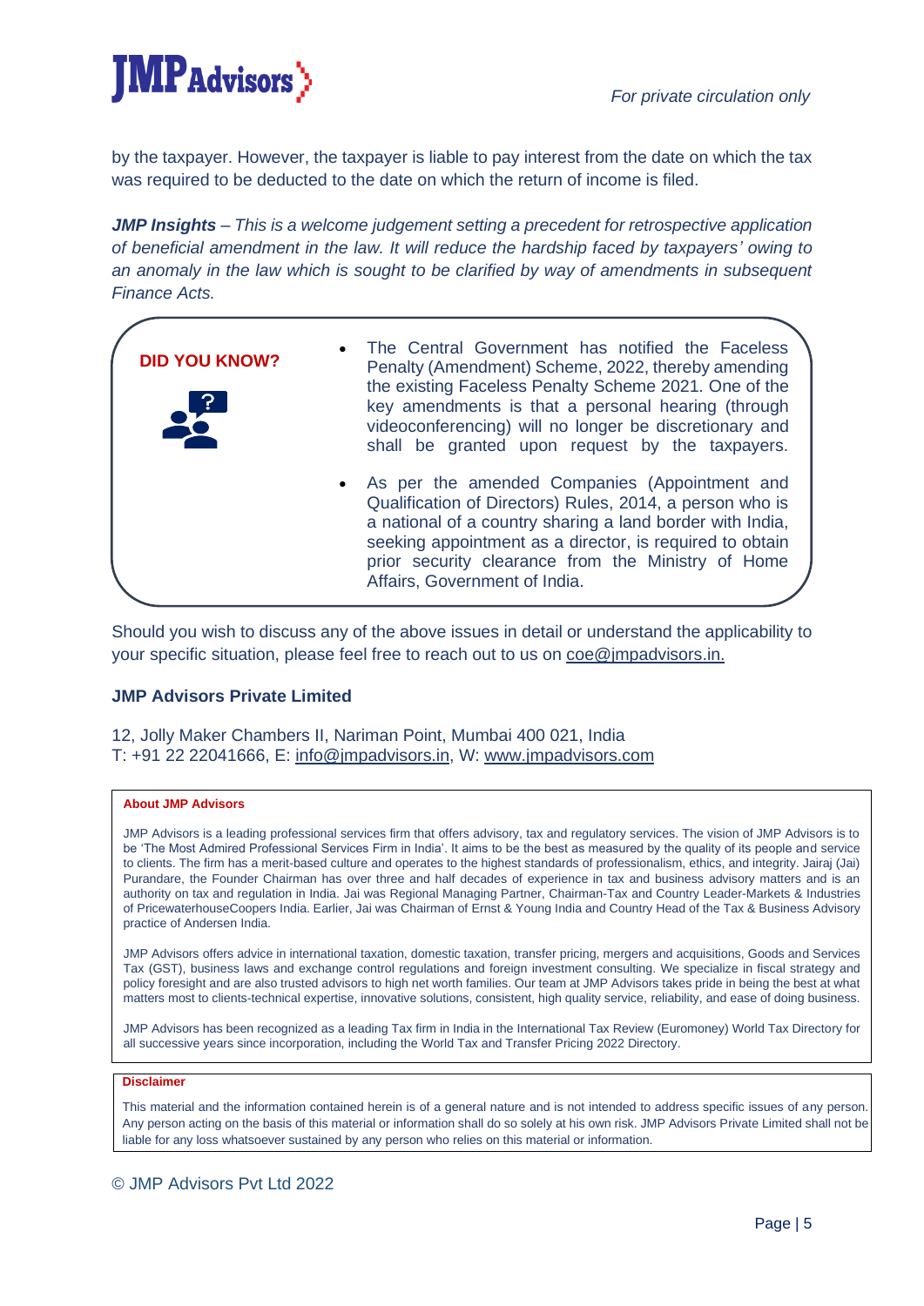by the taxpayer. However, the taxpayer is liable to pay interest from the date on which the tax was required to be deducted to the date on which the return of income is filed.

***JMP Insights*** *– This is a welcome judgement setting a precedent for retrospective application of beneficial amendment in the law. It will reduce the hardship faced by taxpayers' owing to an anomaly in the law which is sought to be clarified by way of amendments in subsequent Finance Acts.*

**DID YOU KNOW?**

- The Central Government has notified the Faceless Penalty (Amendment) Scheme, 2022, thereby amending the existing Faceless Penalty Scheme 2021. One of the key amendments is that a personal hearing (through videoconferencing) will no longer be discretionary and shall be granted upon request by the taxpayers.
- As per the amended Companies (Appointment and Qualification of Directors) Rules, 2014, a person who is a national of a country sharing a land border with India, seeking appointment as a director, is required to obtain prior security clearance from the Ministry of Home Affairs, Government of India.

Should you wish to discuss any of the above issues in detail or understand the applicability to your specific situation, please feel free to reach out to us on coe@jmpadvisors.in.

**JMP Advisors Private Limited**

12, Jolly Maker Chambers II, Nariman Point, Mumbai 400 021, India
T: +91 22 22041666, E: info@jmpadvisors.in, W: www.jmpadvisors.com

**About JMP Advisors**

JMP Advisors is a leading professional services firm that offers advisory, tax and regulatory services. The vision of JMP Advisors is to be 'The Most Admired Professional Services Firm in India'. It aims to be the best as measured by the quality of its people and service to clients. The firm has a merit-based culture and operates to the highest standards of professionalism, ethics, and integrity. Jairaj (Jai) Purandare, the Founder Chairman has over three and half decades of experience in tax and business advisory matters and is an authority on tax and regulation in India. Jai was Regional Managing Partner, Chairman-Tax and Country Leader-Markets & Industries of PricewaterhouseCoopers India. Earlier, Jai was Chairman of Ernst & Young India and Country Head of the Tax & Business Advisory practice of Andersen India.

JMP Advisors offers advice in international taxation, domestic taxation, transfer pricing, mergers and acquisitions, Goods and Services Tax (GST), business laws and exchange control regulations and foreign investment consulting. We specialize in fiscal strategy and policy foresight and are also trusted advisors to high net worth families. Our team at JMP Advisors takes pride in being the best at what matters most to clients-technical expertise, innovative solutions, consistent, high quality service, reliability, and ease of doing business.

JMP Advisors has been recognized as a leading Tax firm in India in the International Tax Review (Euromoney) World Tax Directory for all successive years since incorporation, including the World Tax and Transfer Pricing 2022 Directory.

**Disclaimer**

This material and the information contained herein is of a general nature and is not intended to address specific issues of any person. Any person acting on the basis of this material or information shall do so solely at his own risk. JMP Advisors Private Limited shall not be liable for any loss whatsoever sustained by any person who relies on this material or information.

© JMP Advisors Pvt Ltd 2022